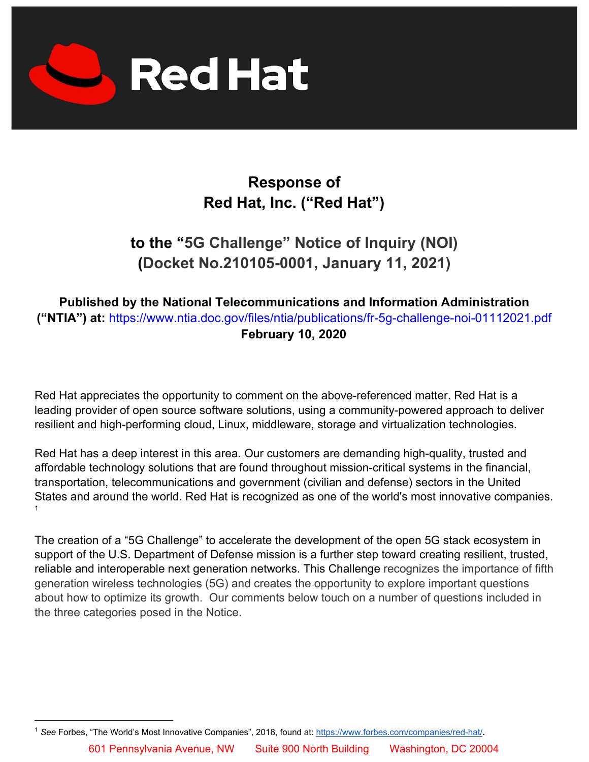# Response of Red Hat, Inc. ("Red Hat")

## to the "5G Challenge" Notice of Inquiry (NOI) (Docket No.210105-0001, January 11, 2021)

**Published by the National Telecommunications and Information Administration ("NTIA") at:** https://www.ntia.doc.gov/files/ntia/publications/fr-5g-challenge-noi-01112021.pdf
**February 10, 2020**

Red Hat appreciates the opportunity to comment on the above-referenced matter. Red Hat is a leading provider of open source software solutions, using a community-powered approach to deliver resilient and high-performing cloud, Linux, middleware, storage and virtualization technologies.

Red Hat has a deep interest in this area. Our customers are demanding high-quality, trusted and affordable technology solutions that are found throughout mission-critical systems in the financial, transportation, telecommunications and government (civilian and defense) sectors in the United States and around the world. Red Hat is recognized as one of the world's most innovative companies.[1]

The creation of a "5G Challenge" to accelerate the development of the open 5G stack ecosystem in support of the U.S. Department of Defense mission is a further step toward creating resilient, trusted, reliable and interoperable next generation networks. This Challenge recognizes the importance of fifth generation wireless technologies (5G) and creates the opportunity to explore important questions about how to optimize its growth. Our comments below touch on a number of questions included in the three categories posed in the Notice.

---

[1] *See* Forbes, "The World's Most Innovative Companies", 2018, found at: https://www.forbes.com/companies/red-hat/.

601 Pennsylvania Avenue, NW Suite 900 North Building Washington, DC 20004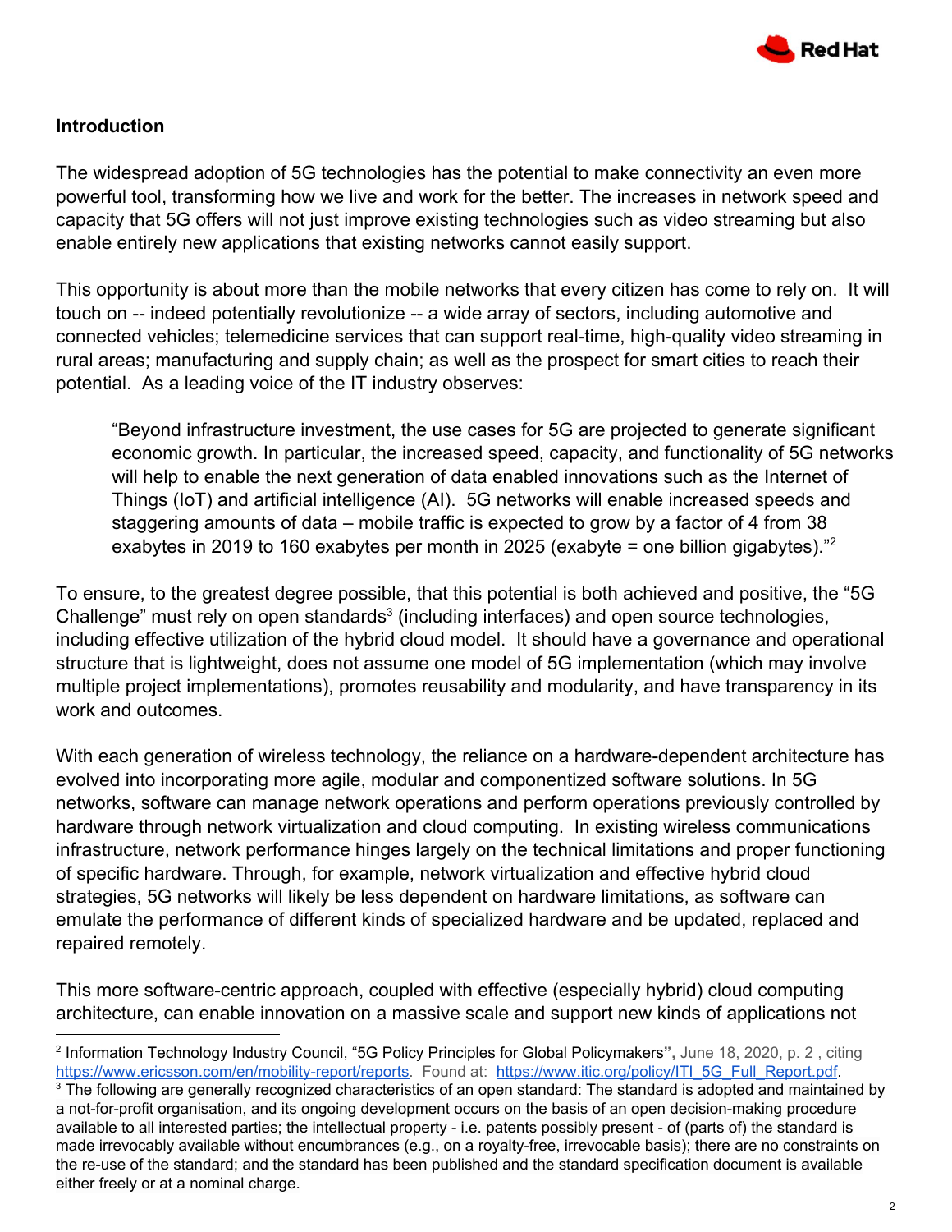## Introduction

The widespread adoption of 5G technologies has the potential to make connectivity an even more powerful tool, transforming how we live and work for the better. The increases in network speed and capacity that 5G offers will not just improve existing technologies such as video streaming but also enable entirely new applications that existing networks cannot easily support.

This opportunity is about more than the mobile networks that every citizen has come to rely on. It will touch on -- indeed potentially revolutionize -- a wide array of sectors, including automotive and connected vehicles; telemedicine services that can support real-time, high-quality video streaming in rural areas; manufacturing and supply chain; as well as the prospect for smart cities to reach their potential. As a leading voice of the IT industry observes:

> "Beyond infrastructure investment, the use cases for 5G are projected to generate significant economic growth. In particular, the increased speed, capacity, and functionality of 5G networks will help to enable the next generation of data enabled innovations such as the Internet of Things (IoT) and artificial intelligence (AI). 5G networks will enable increased speeds and staggering amounts of data – mobile traffic is expected to grow by a factor of 4 from 38 exabytes in 2019 to 160 exabytes per month in 2025 (exabyte = one billion gigabytes)."[2]

To ensure, to the greatest degree possible, that this potential is both achieved and positive, the "5G Challenge" must rely on open standards[3] (including interfaces) and open source technologies, including effective utilization of the hybrid cloud model. It should have a governance and operational structure that is lightweight, does not assume one model of 5G implementation (which may involve multiple project implementations), promotes reusability and modularity, and have transparency in its work and outcomes.

With each generation of wireless technology, the reliance on a hardware-dependent architecture has evolved into incorporating more agile, modular and componentized software solutions. In 5G networks, software can manage network operations and perform operations previously controlled by hardware through network virtualization and cloud computing. In existing wireless communications infrastructure, network performance hinges largely on the technical limitations and proper functioning of specific hardware. Through, for example, network virtualization and effective hybrid cloud strategies, 5G networks will likely be less dependent on hardware limitations, as software can emulate the performance of different kinds of specialized hardware and be updated, replaced and repaired remotely.

This more software-centric approach, coupled with effective (especially hybrid) cloud computing architecture, can enable innovation on a massive scale and support new kinds of applications not

---

[2] Information Technology Industry Council, "5G Policy Principles for Global Policymakers", June 18, 2020, p. 2 , citing https://www.ericsson.com/en/mobility-report/reports. Found at: https://www.itic.org/policy/ITI_5G_Full_Report.pdf.

[3] The following are generally recognized characteristics of an open standard: The standard is adopted and maintained by a not-for-profit organisation, and its ongoing development occurs on the basis of an open decision-making procedure available to all interested parties; the intellectual property - i.e. patents possibly present - of (parts of) the standard is made irrevocably available without encumbrances (e.g., on a royalty-free, irrevocable basis); there are no constraints on the re-use of the standard; and the standard has been published and the standard specification document is available either freely or at a nominal charge.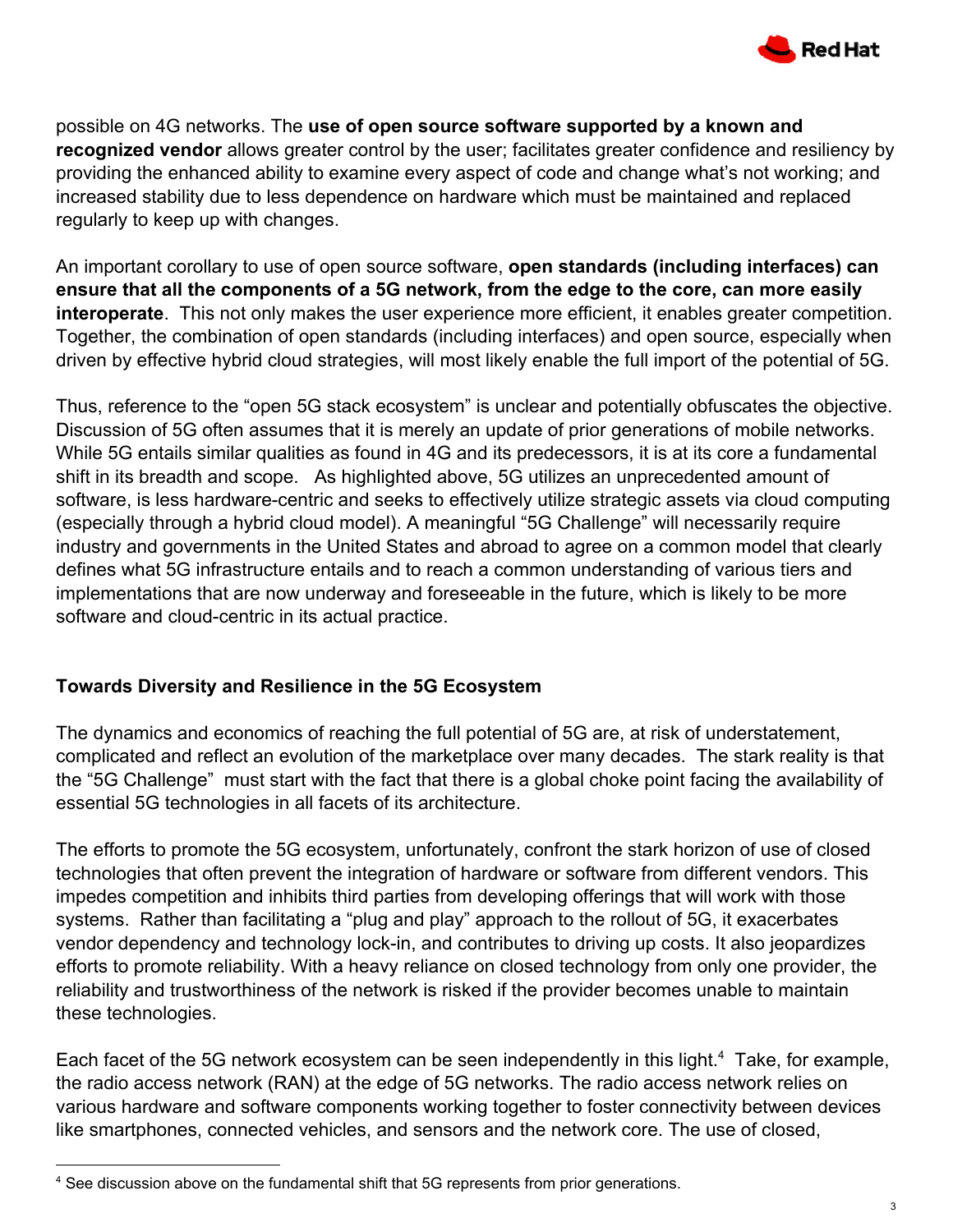possible on 4G networks. The **use of open source software supported by a known and recognized vendor** allows greater control by the user; facilitates greater confidence and resiliency by providing the enhanced ability to examine every aspect of code and change what's not working; and increased stability due to less dependence on hardware which must be maintained and replaced regularly to keep up with changes.

An important corollary to use of open source software, **open standards (including interfaces) can ensure that all the components of a 5G network, from the edge to the core, can more easily interoperate**. This not only makes the user experience more efficient, it enables greater competition. Together, the combination of open standards (including interfaces) and open source, especially when driven by effective hybrid cloud strategies, will most likely enable the full import of the potential of 5G.

Thus, reference to the "open 5G stack ecosystem" is unclear and potentially obfuscates the objective. Discussion of 5G often assumes that it is merely an update of prior generations of mobile networks. While 5G entails similar qualities as found in 4G and its predecessors, it is at its core a fundamental shift in its breadth and scope. As highlighted above, 5G utilizes an unprecedented amount of software, is less hardware-centric and seeks to effectively utilize strategic assets via cloud computing (especially through a hybrid cloud model). A meaningful "5G Challenge" will necessarily require industry and governments in the United States and abroad to agree on a common model that clearly defines what 5G infrastructure entails and to reach a common understanding of various tiers and implementations that are now underway and foreseeable in the future, which is likely to be more software and cloud-centric in its actual practice.

## Towards Diversity and Resilience in the 5G Ecosystem

The dynamics and economics of reaching the full potential of 5G are, at risk of understatement, complicated and reflect an evolution of the marketplace over many decades. The stark reality is that the "5G Challenge" must start with the fact that there is a global choke point facing the availability of essential 5G technologies in all facets of its architecture.

The efforts to promote the 5G ecosystem, unfortunately, confront the stark horizon of use of closed technologies that often prevent the integration of hardware or software from different vendors. This impedes competition and inhibits third parties from developing offerings that will work with those systems. Rather than facilitating a "plug and play" approach to the rollout of 5G, it exacerbates vendor dependency and technology lock-in, and contributes to driving up costs. It also jeopardizes efforts to promote reliability. With a heavy reliance on closed technology from only one provider, the reliability and trustworthiness of the network is risked if the provider becomes unable to maintain these technologies.

Each facet of the 5G network ecosystem can be seen independently in this light.[4] Take, for example, the radio access network (RAN) at the edge of 5G networks. The radio access network relies on various hardware and software components working together to foster connectivity between devices like smartphones, connected vehicles, and sensors and the network core. The use of closed,

[4] See discussion above on the fundamental shift that 5G represents from prior generations.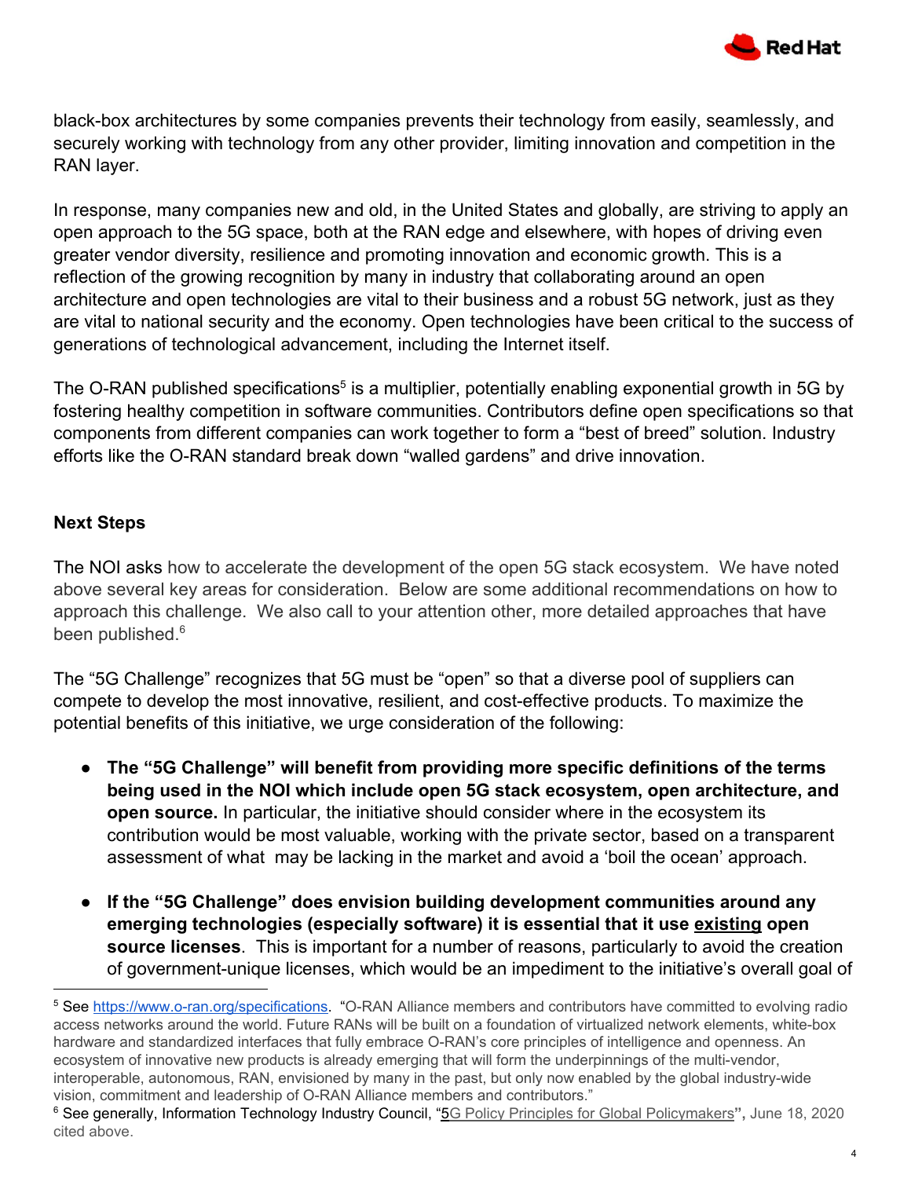black-box architectures by some companies prevents their technology from easily, seamlessly, and securely working with technology from any other provider, limiting innovation and competition in the RAN layer.

In response, many companies new and old, in the United States and globally, are striving to apply an open approach to the 5G space, both at the RAN edge and elsewhere, with hopes of driving even greater vendor diversity, resilience and promoting innovation and economic growth. This is a reflection of the growing recognition by many in industry that collaborating around an open architecture and open technologies are vital to their business and a robust 5G network, just as they are vital to national security and the economy. Open technologies have been critical to the success of generations of technological advancement, including the Internet itself.

The O-RAN published specifications[5] is a multiplier, potentially enabling exponential growth in 5G by fostering healthy competition in software communities. Contributors define open specifications so that components from different companies can work together to form a "best of breed" solution. Industry efforts like the O-RAN standard break down "walled gardens" and drive innovation.

**Next Steps**

The NOI asks how to accelerate the development of the open 5G stack ecosystem. We have noted above several key areas for consideration. Below are some additional recommendations on how to approach this challenge. We also call to your attention other, more detailed approaches that have been published.[6]

The "5G Challenge" recognizes that 5G must be "open" so that a diverse pool of suppliers can compete to develop the most innovative, resilient, and cost-effective products. To maximize the potential benefits of this initiative, we urge consideration of the following:

- **The "5G Challenge" will benefit from providing more specific definitions of the terms being used in the NOI which include open 5G stack ecosystem, open architecture, and open source.** In particular, the initiative should consider where in the ecosystem its contribution would be most valuable, working with the private sector, based on a transparent assessment of what may be lacking in the market and avoid a 'boil the ocean' approach.

- **If the "5G Challenge" does envision building development communities around any emerging technologies (especially software) it is essential that it use <u>existing</u> open source licenses**. This is important for a number of reasons, particularly to avoid the creation of government-unique licenses, which would be an impediment to the initiative's overall goal of

---

[5] See https://www.o-ran.org/specifications. "O-RAN Alliance members and contributors have committed to evolving radio access networks around the world. Future RANs will be built on a foundation of virtualized network elements, white-box hardware and standardized interfaces that fully embrace O-RAN's core principles of intelligence and openness. An ecosystem of innovative new products is already emerging that will form the underpinnings of the multi-vendor, interoperable, autonomous, RAN, envisioned by many in the past, but only now enabled by the global industry-wide vision, commitment and leadership of O-RAN Alliance members and contributors."

[6] See generally, Information Technology Industry Council, "5G Policy Principles for Global Policymakers"**,** June 18, 2020 cited above.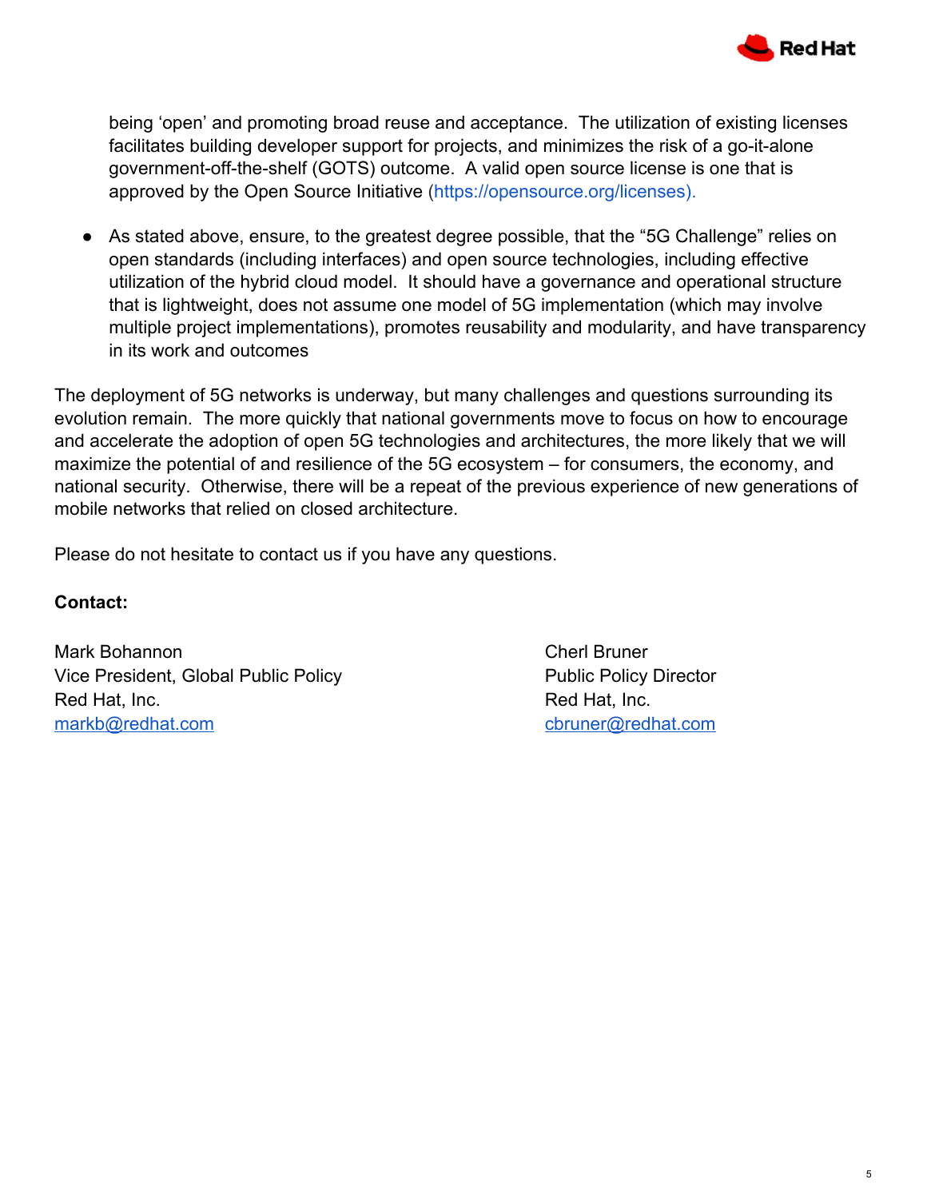being 'open' and promoting broad reuse and acceptance. The utilization of existing licenses facilitates building developer support for projects, and minimizes the risk of a go-it-alone government-off-the-shelf (GOTS) outcome. A valid open source license is one that is approved by the Open Source Initiative (https://opensource.org/licenses).

- As stated above, ensure, to the greatest degree possible, that the "5G Challenge" relies on open standards (including interfaces) and open source technologies, including effective utilization of the hybrid cloud model. It should have a governance and operational structure that is lightweight, does not assume one model of 5G implementation (which may involve multiple project implementations), promotes reusability and modularity, and have transparency in its work and outcomes

The deployment of 5G networks is underway, but many challenges and questions surrounding its evolution remain. The more quickly that national governments move to focus on how to encourage and accelerate the adoption of open 5G technologies and architectures, the more likely that we will maximize the potential of and resilience of the 5G ecosystem – for consumers, the economy, and national security. Otherwise, there will be a repeat of the previous experience of new generations of mobile networks that relied on closed architecture.

Please do not hesitate to contact us if you have any questions.

**Contact:**

Mark Bohannon
Vice President, Global Public Policy
Red Hat, Inc.
markb@redhat.com

Cherl Bruner
Public Policy Director
Red Hat, Inc.
cbruner@redhat.com